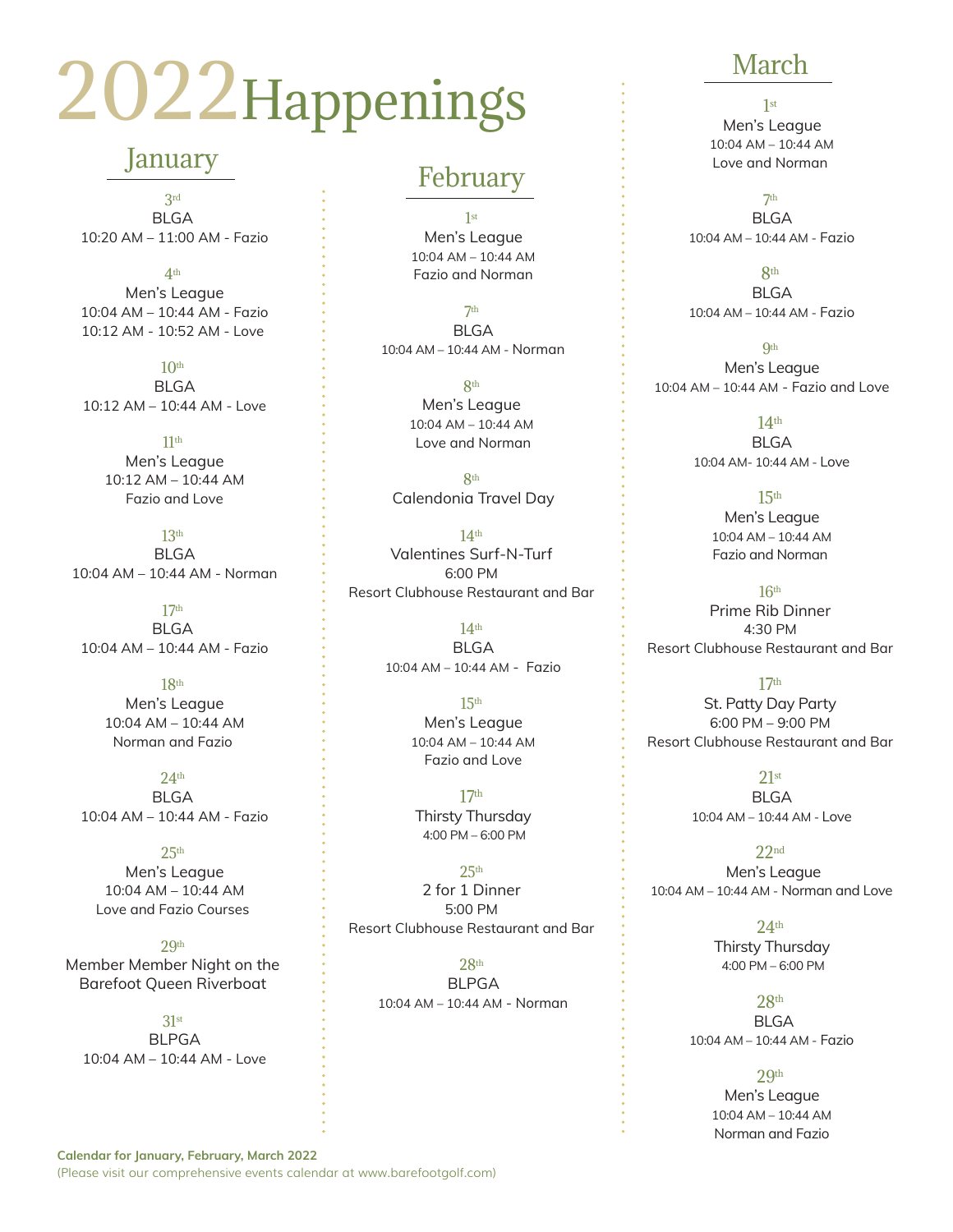# 2022 Happenings

## January

3rd
BLGA
10:20 AM – 11:00 AM - Fazio

4th
Men's League
10:04 AM – 10:44 AM - Fazio
10:12 AM - 10:52 AM - Love

10th
BLGA
10:12 AM – 10:44 AM - Love

11th
Men's League
10:12 AM – 10:44 AM
Fazio and Love

13th
BLGA
10:04 AM – 10:44 AM - Norman

17th
BLGA
10:04 AM – 10:44 AM - Fazio

18th
Men's League
10:04 AM – 10:44 AM
Norman and Fazio

24th
BLGA
10:04 AM – 10:44 AM - Fazio

25th
Men's League
10:04 AM – 10:44 AM
Love and Fazio Courses

29th
Member Member Night on the Barefoot Queen Riverboat

31st
BLPGA
10:04 AM – 10:44 AM - Love

## February

1st
Men's League
10:04 AM – 10:44 AM
Fazio and Norman

7th
BLGA
10:04 AM – 10:44 AM - Norman

8th
Men's League
10:04 AM – 10:44 AM
Love and Norman

8th
Calendonia Travel Day

14th
Valentines Surf-N-Turf
6:00 PM
Resort Clubhouse Restaurant and Bar

14th
BLGA
10:04 AM – 10:44 AM - Fazio

15th
Men's League
10:04 AM – 10:44 AM
Fazio and Love

17th
Thirsty Thursday
4:00 PM – 6:00 PM

25th
2 for 1 Dinner
5:00 PM
Resort Clubhouse Restaurant and Bar

28th
BLPGA
10:04 AM – 10:44 AM - Norman

## March

1st
Men's League
10:04 AM – 10:44 AM
Love and Norman

7th
BLGA
10:04 AM – 10:44 AM - Fazio

8th
BLGA
10:04 AM – 10:44 AM - Fazio

9th
Men's League
10:04 AM – 10:44 AM - Fazio and Love

14th
BLGA
10:04 AM- 10:44 AM - Love

15th
Men's League
10:04 AM – 10:44 AM
Fazio and Norman

16th
Prime Rib Dinner
4:30 PM
Resort Clubhouse Restaurant and Bar

17th
St. Patty Day Party
6:00 PM – 9:00 PM
Resort Clubhouse Restaurant and Bar

21st
BLGA
10:04 AM – 10:44 AM - Love

22nd
Men's League
10:04 AM – 10:44 AM - Norman and Love

24th
Thirsty Thursday
4:00 PM – 6:00 PM

28th
BLGA
10:04 AM – 10:44 AM - Fazio

29th
Men's League
10:04 AM – 10:44 AM
Norman and Fazio

**Calendar for January, February, March 2022**
(Please visit our comprehensive events calendar at www.barefootgolf.com)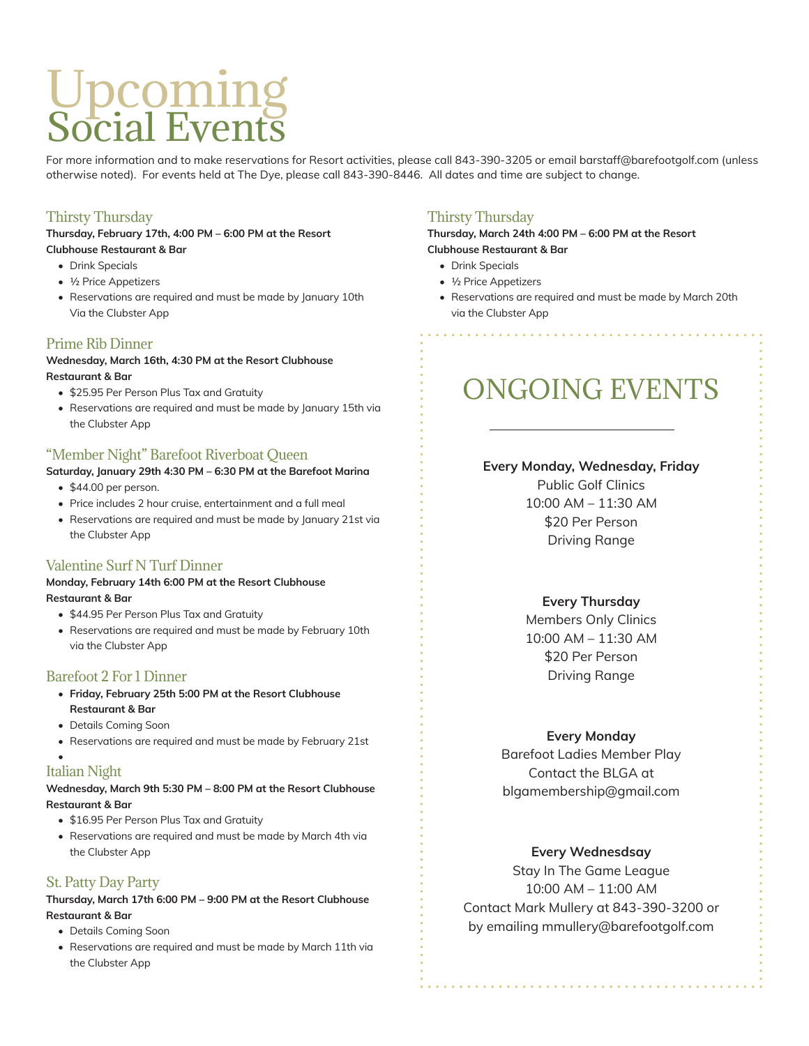# Upcoming Social Events

For more information and to make reservations for Resort activities, please call 843-390-3205 or email barstaff@barefootgolf.com (unless otherwise noted). For events held at The Dye, please call 843-390-8446. All dates and time are subject to change.

## Thirsty Thursday

**Thursday, February 17th, 4:00 PM – 6:00 PM at the Resort Clubhouse Restaurant & Bar**

- Drink Specials
- ½ Price Appetizers
- Reservations are required and must be made by January 10th Via the Clubster App

## Prime Rib Dinner

**Wednesday, March 16th, 4:30 PM at the Resort Clubhouse Restaurant & Bar**

- $25.95 Per Person Plus Tax and Gratuity
- Reservations are required and must be made by January 15th via the Clubster App

## "Member Night" Barefoot Riverboat Queen

**Saturday, January 29th 4:30 PM – 6:30 PM at the Barefoot Marina**

- $44.00 per person.
- Price includes 2 hour cruise, entertainment and a full meal
- Reservations are required and must be made by January 21st via the Clubster App

## Valentine Surf N Turf Dinner

**Monday, February 14th 6:00 PM at the Resort Clubhouse Restaurant & Bar**

- $44.95 Per Person Plus Tax and Gratuity
- Reservations are required and must be made by February 10th via the Clubster App

## Barefoot 2 For 1 Dinner

- **Friday, February 25th 5:00 PM at the Resort Clubhouse Restaurant & Bar**
- Details Coming Soon
- Reservations are required and must be made by February 21st

## Italian Night

**Wednesday, March 9th 5:30 PM – 8:00 PM at the Resort Clubhouse Restaurant & Bar**

- $16.95 Per Person Plus Tax and Gratuity
- Reservations are required and must be made by March 4th via the Clubster App

## St. Patty Day Party

**Thursday, March 17th 6:00 PM – 9:00 PM at the Resort Clubhouse Restaurant & Bar**

- Details Coming Soon
- Reservations are required and must be made by March 11th via the Clubster App

## Thirsty Thursday

**Thursday, March 24th 4:00 PM – 6:00 PM at the Resort Clubhouse Restaurant & Bar**

- Drink Specials
- ½ Price Appetizers
- Reservations are required and must be made by March 20th via the Clubster App

## ONGOING EVENTS

**Every Monday, Wednesday, Friday**
Public Golf Clinics
10:00 AM – 11:30 AM
$20 Per Person
Driving Range

**Every Thursday**
Members Only Clinics
10:00 AM – 11:30 AM
$20 Per Person
Driving Range

**Every Monday**
Barefoot Ladies Member Play
Contact the BLGA at
blgamembership@gmail.com

**Every Wednesdsay**
Stay In The Game League
10:00 AM – 11:00 AM
Contact Mark Mullery at 843-390-3200 or by emailing mmullery@barefootgolf.com